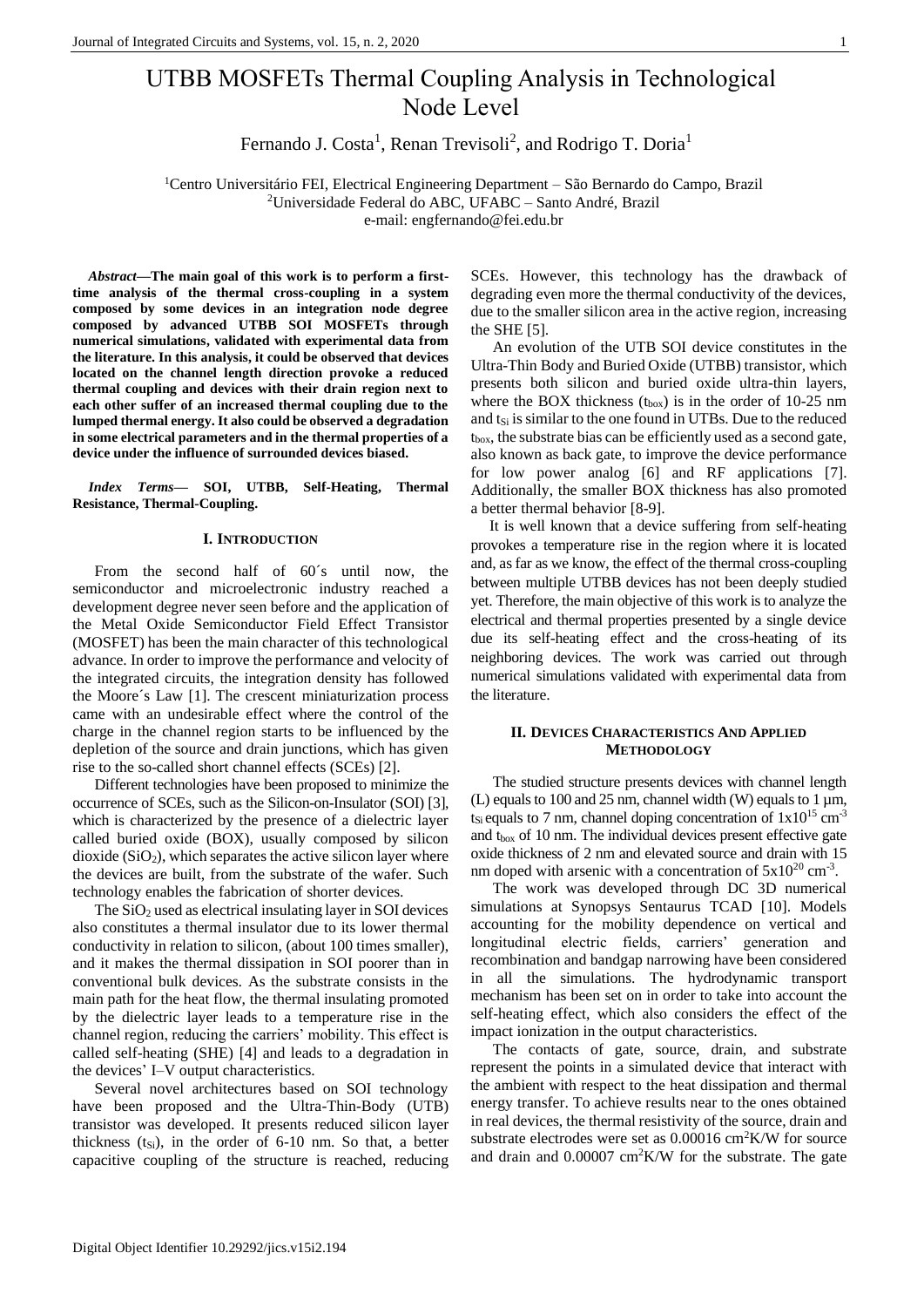# UTBB MOSFETs Thermal Coupling Analysis in Technological Node Level

Fernando J. Costa[1], Renan Trevisoli[2], and Rodrigo T. Doria[1]

[1]Centro Universitário FEI, Electrical Engineering Department – São Bernardo do Campo, Brazil
[2]Universidade Federal do ABC, UFABC – Santo André, Brazil
e-mail: engfernando@fei.edu.br

***Abstract*—The main goal of this work is to perform a first-time analysis of the thermal cross-coupling in a system composed by some devices in an integration node degree composed by advanced UTBB SOI MOSFETs through numerical simulations, validated with experimental data from the literature. In this analysis, it could be observed that devices located on the channel length direction provoke a reduced thermal coupling and devices with their drain region next to each other suffer of an increased thermal coupling due to the lumped thermal energy. It also could be observed a degradation in some electrical parameters and in the thermal properties of a device under the influence of surrounded devices biased.**

***Index Terms*— SOI, UTBB, Self-Heating, Thermal Resistance, Thermal-Coupling.**

## I. Introduction

From the second half of 60´s until now, the semiconductor and microelectronic industry reached a development degree never seen before and the application of the Metal Oxide Semiconductor Field Effect Transistor (MOSFET) has been the main character of this technological advance. In order to improve the performance and velocity of the integrated circuits, the integration density has followed the Moore´s Law [1]. The crescent miniaturization process came with an undesirable effect where the control of the charge in the channel region starts to be influenced by the depletion of the source and drain junctions, which has given rise to the so-called short channel effects (SCEs) [2].

Different technologies have been proposed to minimize the occurrence of SCEs, such as the Silicon-on-Insulator (SOI) [3], which is characterized by the presence of a dielectric layer called buried oxide (BOX), usually composed by silicon dioxide ($SiO_2$), which separates the active silicon layer where the devices are built, from the substrate of the wafer. Such technology enables the fabrication of shorter devices.

The $SiO_2$ used as electrical insulating layer in SOI devices also constitutes a thermal insulator due to its lower thermal conductivity in relation to silicon, (about 100 times smaller), and it makes the thermal dissipation in SOI poorer than in conventional bulk devices. As the substrate consists in the main path for the heat flow, the thermal insulating promoted by the dielectric layer leads to a temperature rise in the channel region, reducing the carriers' mobility. This effect is called self-heating (SHE) [4] and leads to a degradation in the devices' I–V output characteristics.

Several novel architectures based on SOI technology have been proposed and the Ultra-Thin-Body (UTB) transistor was developed. It presents reduced silicon layer thickness ($t_{Si}$), in the order of 6-10 nm. So that, a better capacitive coupling of the structure is reached, reducing SCEs. However, this technology has the drawback of degrading even more the thermal conductivity of the devices, due to the smaller silicon area in the active region, increasing the SHE [5].

An evolution of the UTB SOI device constitutes in the Ultra-Thin Body and Buried Oxide (UTBB) transistor, which presents both silicon and buried oxide ultra-thin layers, where the BOX thickness ($t_{box}$) is in the order of 10-25 nm and $t_{Si}$ is similar to the one found in UTBs. Due to the reduced $t_{box}$, the substrate bias can be efficiently used as a second gate, also known as back gate, to improve the device performance for low power analog [6] and RF applications [7]. Additionally, the smaller BOX thickness has also promoted a better thermal behavior [8-9].

It is well known that a device suffering from self-heating provokes a temperature rise in the region where it is located and, as far as we know, the effect of the thermal cross-coupling between multiple UTBB devices has not been deeply studied yet. Therefore, the main objective of this work is to analyze the electrical and thermal properties presented by a single device due its self-heating effect and the cross-heating of its neighboring devices. The work was carried out through numerical simulations validated with experimental data from the literature.

## II. Devices Characteristics And Applied Methodology

The studied structure presents devices with channel length (L) equals to 100 and 25 nm, channel width (W) equals to 1 µm, $t_{Si}$ equals to 7 nm, channel doping concentration of $1\times10^{15}$ cm$^{-3}$ and $t_{box}$ of 10 nm. The individual devices present effective gate oxide thickness of 2 nm and elevated source and drain with 15 nm doped with arsenic with a concentration of $5\times10^{20}$ cm$^{-3}$.

The work was developed through DC 3D numerical simulations at Synopsys Sentaurus TCAD [10]. Models accounting for the mobility dependence on vertical and longitudinal electric fields, carriers' generation and recombination and bandgap narrowing have been considered in all the simulations. The hydrodynamic transport mechanism has been set on in order to take into account the self-heating effect, which also considers the effect of the impact ionization in the output characteristics.

The contacts of gate, source, drain, and substrate represent the points in a simulated device that interact with the ambient with respect to the heat dissipation and thermal energy transfer. To achieve results near to the ones obtained in real devices, the thermal resistivity of the source, drain and substrate electrodes were set as 0.00016 cm$^2$K/W for source and drain and 0.00007 cm$^2$K/W for the substrate. The gate

Digital Object Identifier 10.29292/jics.v15i2.194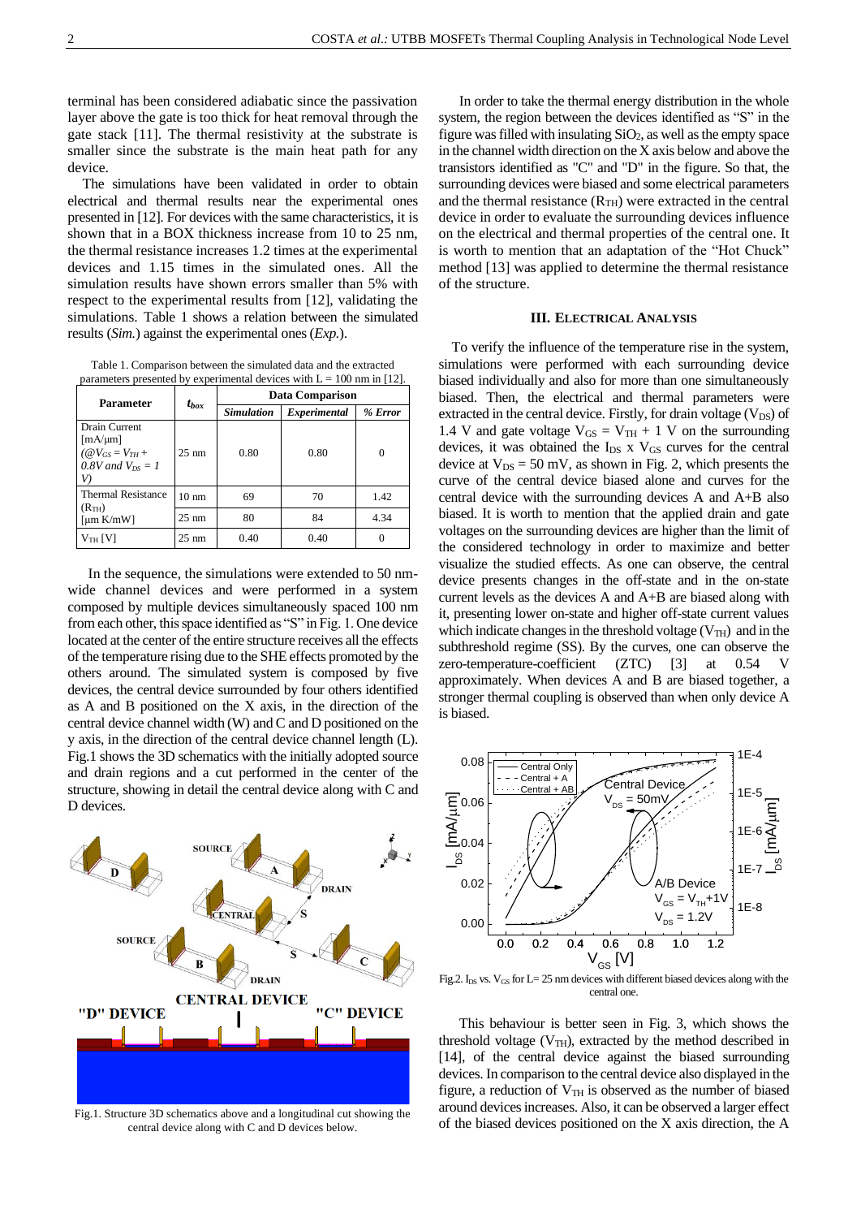terminal has been considered adiabatic since the passivation layer above the gate is too thick for heat removal through the gate stack [11]. The thermal resistivity at the substrate is smaller since the substrate is the main heat path for any device.

The simulations have been validated in order to obtain electrical and thermal results near the experimental ones presented in [12]. For devices with the same characteristics, it is shown that in a BOX thickness increase from 10 to 25 nm, the thermal resistance increases 1.2 times at the experimental devices and 1.15 times in the simulated ones. All the simulation results have shown errors smaller than 5% with respect to the experimental results from [12], validating the simulations. Table 1 shows a relation between the simulated results (*Sim.*) against the experimental ones (*Exp.*).

Table 1. Comparison between the simulated data and the extracted parameters presented by experimental devices with L = 100 nm in [12].

| Parameter | $t_{box}$ | Data Comparison | | |
|---|---|---|---|---|
| | | *Simulation* | *Experimental* | *% Error* |
| Drain Current [mA/µm] (*@$V_{GS} = V_{TH} + 0.8V$ and $V_{DS} = 1$ V)* | 25 nm | 0.80 | 0.80 | 0 |
| Thermal Resistance ($R_{TH}$) [µm K/mW] | 10 nm | 69 | 70 | 1.42 |
| | 25 nm | 80 | 84 | 4.34 |
| $V_{TH}$ [V] | 25 nm | 0.40 | 0.40 | 0 |

In the sequence, the simulations were extended to 50 nm-wide channel devices and were performed in a system composed by multiple devices simultaneously spaced 100 nm from each other, this space identified as "S" in Fig. 1. One device located at the center of the entire structure receives all the effects of the temperature rising due to the SHE effects promoted by the others around. The simulated system is composed by five devices, the central device surrounded by four others identified as A and B positioned on the X axis, in the direction of the central device channel width (W) and C and D positioned on the y axis, in the direction of the central device channel length (L). Fig.1 shows the 3D schematics with the initially adopted source and drain regions and a cut performed in the center of the structure, showing in detail the central device along with C and D devices.

Fig.1. Structure 3D schematics above and a longitudinal cut showing the central device along with C and D devices below.

In order to take the thermal energy distribution in the whole system, the region between the devices identified as "S" in the figure was filled with insulating $SiO_2$, as well as the empty space in the channel width direction on the X axis below and above the transistors identified as "C" and "D" in the figure. So that, the surrounding devices were biased and some electrical parameters and the thermal resistance ($R_{TH}$) were extracted in the central device in order to evaluate the surrounding devices influence on the electrical and thermal properties of the central one. It is worth to mention that an adaptation of the "Hot Chuck" method [13] was applied to determine the thermal resistance of the structure.

### III. Electrical Analysis

To verify the influence of the temperature rise in the system, simulations were performed with each surrounding device biased individually and also for more than one simultaneously biased. Then, the electrical and thermal parameters were extracted in the central device. Firstly, for drain voltage ($V_{DS}$) of 1.4 V and gate voltage $V_{GS} = V_{TH} + 1$ V on the surrounding devices, it was obtained the $I_{DS}$ x $V_{GS}$ curves for the central device at $V_{DS}$ = 50 mV, as shown in Fig. 2, which presents the curve of the central device biased alone and curves for the central device with the surrounding devices A and A+B also biased. It is worth to mention that the applied drain and gate voltages on the surrounding devices are higher than the limit of the considered technology in order to maximize and better visualize the studied effects. As one can observe, the central device presents changes in the off-state and in the on-state current levels as the devices A and A+B are biased along with it, presenting lower on-state and higher off-state current values which indicate changes in the threshold voltage ($V_{TH}$) and in the subthreshold regime (SS). By the curves, one can observe the zero-temperature-coefficient (ZTC) [3] at 0.54 V approximately. When devices A and B are biased together, a stronger thermal coupling is observed than when only device A is biased.

Fig.2. $I_{DS}$ vs. $V_{GS}$ for L= 25 nm devices with different biased devices along with the central one.

This behaviour is better seen in Fig. 3, which shows the threshold voltage ($V_{TH}$), extracted by the method described in [14], of the central device against the biased surrounding devices. In comparison to the central device also displayed in the figure, a reduction of $V_{TH}$ is observed as the number of biased around devices increases. Also, it can be observed a larger effect of the biased devices positioned on the X axis direction, the A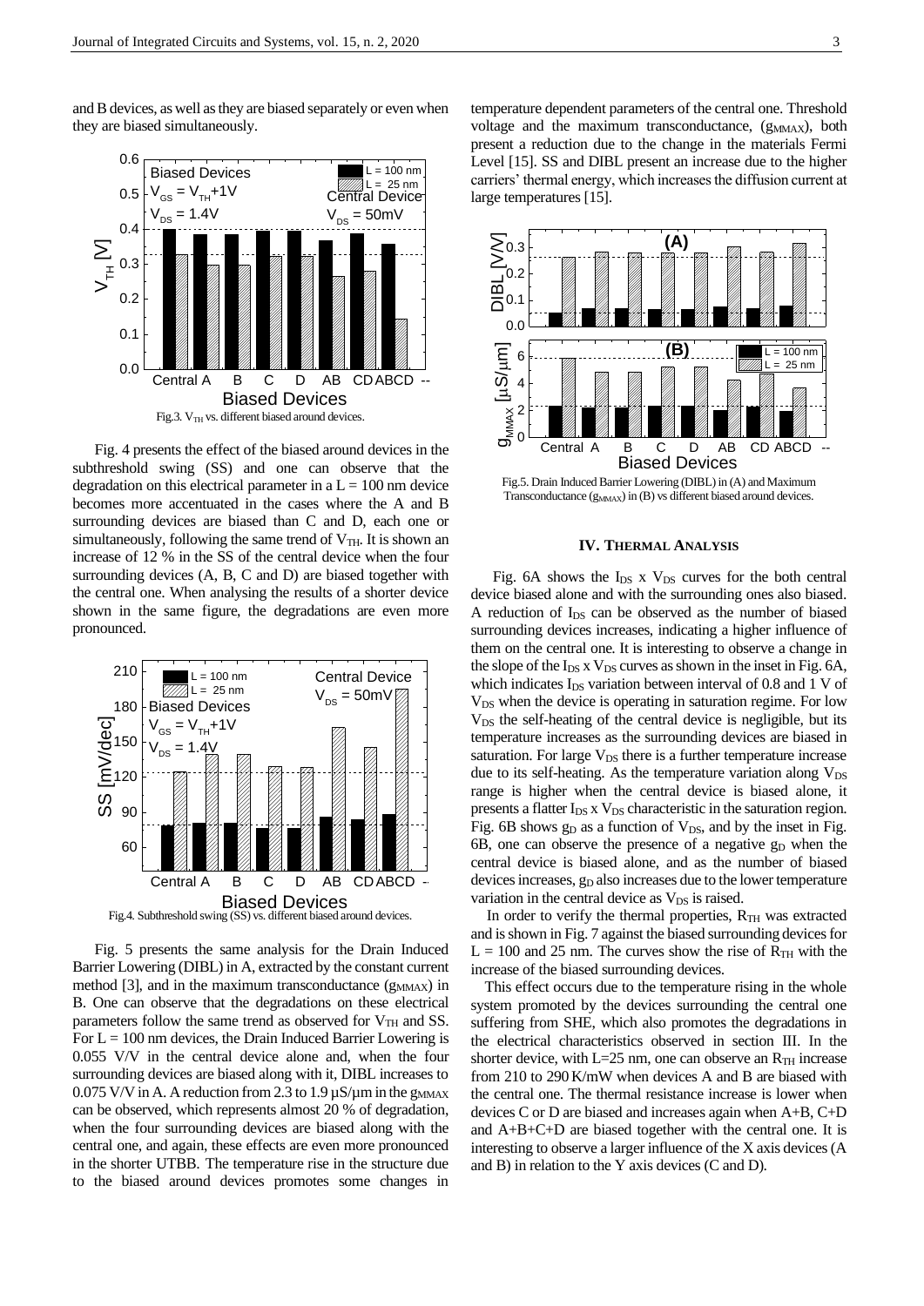and B devices, as well as they are biased separately or even when they are biased simultaneously.

Fig.3. $V_{TH}$ vs. different biased around devices.

Fig. 4 presents the effect of the biased around devices in the subthreshold swing (SS) and one can observe that the degradation on this electrical parameter in a L = 100 nm device becomes more accentuated in the cases where the A and B surrounding devices are biased than C and D, each one or simultaneously, following the same trend of $V_{TH}$. It is shown an increase of 12 % in the SS of the central device when the four surrounding devices (A, B, C and D) are biased together with the central one. When analysing the results of a shorter device shown in the same figure, the degradations are even more pronounced.

Fig.4. Subthreshold swing (SS) vs. different biased around devices.

Fig. 5 presents the same analysis for the Drain Induced Barrier Lowering (DIBL) in A, extracted by the constant current method [3], and in the maximum transconductance ($g_{MMAX}$) in B. One can observe that the degradations on these electrical parameters follow the same trend as observed for $V_{TH}$ and SS. For L = 100 nm devices, the Drain Induced Barrier Lowering is 0.055 V/V in the central device alone and, when the four surrounding devices are biased along with it, DIBL increases to 0.075 V/V in A. A reduction from 2.3 to 1.9 µS/µm in the $g_{MMAX}$ can be observed, which represents almost 20 % of degradation, when the four surrounding devices are biased along with the central one, and again, these effects are even more pronounced in the shorter UTBB. The temperature rise in the structure due to the biased around devices promotes some changes in temperature dependent parameters of the central one. Threshold voltage and the maximum transconductance, ($g_{MMAX}$), both present a reduction due to the change in the materials Fermi Level [15]. SS and DIBL present an increase due to the higher carriers' thermal energy, which increases the diffusion current at large temperatures [15].

Fig.5. Drain Induced Barrier Lowering (DIBL) in (A) and Maximum Transconductance ($g_{MMAX}$) in (B) vs different biased around devices.

## IV. Thermal Analysis

Fig. 6A shows the $I_{DS}$ x $V_{DS}$ curves for the both central device biased alone and with the surrounding ones also biased. A reduction of $I_{DS}$ can be observed as the number of biased surrounding devices increases, indicating a higher influence of them on the central one. It is interesting to observe a change in the slope of the $I_{DS}$ x $V_{DS}$ curves as shown in the inset in Fig. 6A, which indicates $I_{DS}$ variation between interval of 0.8 and 1 V of $V_{DS}$ when the device is operating in saturation regime. For low $V_{DS}$ the self-heating of the central device is negligible, but its temperature increases as the surrounding devices are biased in saturation. For large $V_{DS}$ there is a further temperature increase due to its self-heating. As the temperature variation along $V_{DS}$ range is higher when the central device is biased alone, it presents a flatter $I_{DS}$ x $V_{DS}$ characteristic in the saturation region. Fig. 6B shows $g_D$ as a function of $V_{DS}$, and by the inset in Fig. 6B, one can observe the presence of a negative $g_D$ when the central device is biased alone, and as the number of biased devices increases, $g_D$ also increases due to the lower temperature variation in the central device as $V_{DS}$ is raised.

In order to verify the thermal properties, $R_{TH}$ was extracted and is shown in Fig. 7 against the biased surrounding devices for L = 100 and 25 nm. The curves show the rise of $R_{TH}$ with the increase of the biased surrounding devices.

This effect occurs due to the temperature rising in the whole system promoted by the devices surrounding the central one suffering from SHE, which also promotes the degradations in the electrical characteristics observed in section III. In the shorter device, with L=25 nm, one can observe an $R_{TH}$ increase from 210 to 290 K/mW when devices A and B are biased with the central one. The thermal resistance increase is lower when devices C or D are biased and increases again when A+B, C+D and A+B+C+D are biased together with the central one. It is interesting to observe a larger influence of the X axis devices (A and B) in relation to the Y axis devices (C and D).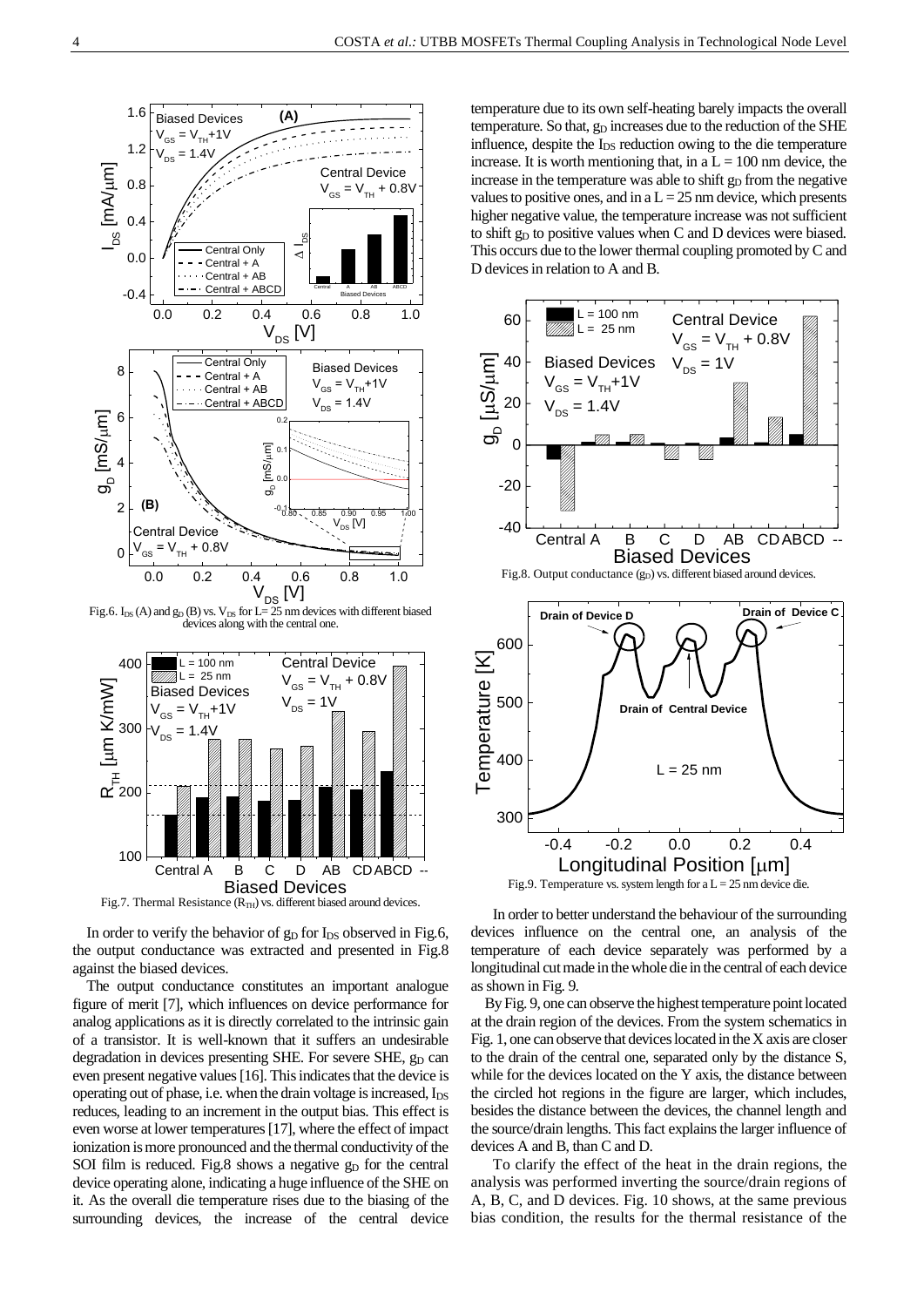Fig.6. $I_{DS}$ (A) and $g_D$ (B) vs. $V_{DS}$ for L= 25 nm devices with different biased devices along with the central one.

Fig.7. Thermal Resistance ($R_{TH}$) vs. different biased around devices.

In order to verify the behavior of $g_D$ for $I_{DS}$ observed in Fig.6, the output conductance was extracted and presented in Fig.8 against the biased devices.

The output conductance constitutes an important analogue figure of merit [7], which influences on device performance for analog applications as it is directly correlated to the intrinsic gain of a transistor. It is well-known that it suffers an undesirable degradation in devices presenting SHE. For severe SHE, $g_D$ can even present negative values [16]. This indicates that the device is operating out of phase, i.e. when the drain voltage is increased, $I_{DS}$ reduces, leading to an increment in the output bias. This effect is even worse at lower temperatures [17], where the effect of impact ionization is more pronounced and the thermal conductivity of the SOI film is reduced. Fig.8 shows a negative $g_D$ for the central device operating alone, indicating a huge influence of the SHE on it. As the overall die temperature rises due to the biasing of the surrounding devices, the increase of the central device temperature due to its own self-heating barely impacts the overall temperature. So that, $g_D$ increases due to the reduction of the SHE influence, despite the $I_{DS}$ reduction owing to the die temperature increase. It is worth mentioning that, in a L = 100 nm device, the increase in the temperature was able to shift $g_D$ from the negative values to positive ones, and in a L = 25 nm device, which presents higher negative value, the temperature increase was not sufficient to shift $g_D$ to positive values when C and D devices were biased. This occurs due to the lower thermal coupling promoted by C and D devices in relation to A and B.

Fig.8. Output conductance ($g_D$) vs. different biased around devices.

Fig.9. Temperature vs. system length for a L = 25 nm device die.

In order to better understand the behaviour of the surrounding devices influence on the central one, an analysis of the temperature of each device separately was performed by a longitudinal cut made in the whole die in the central of each device as shown in Fig. 9.

By Fig. 9, one can observe the highest temperature point located at the drain region of the devices. From the system schematics in Fig. 1, one can observe that devices located in the X axis are closer to the drain of the central one, separated only by the distance S, while for the devices located on the Y axis, the distance between the circled hot regions in the figure are larger, which includes, besides the distance between the devices, the channel length and the source/drain lengths. This fact explains the larger influence of devices A and B, than C and D.

To clarify the effect of the heat in the drain regions, the analysis was performed inverting the source/drain regions of A, B, C, and D devices. Fig. 10 shows, at the same previous bias condition, the results for the thermal resistance of the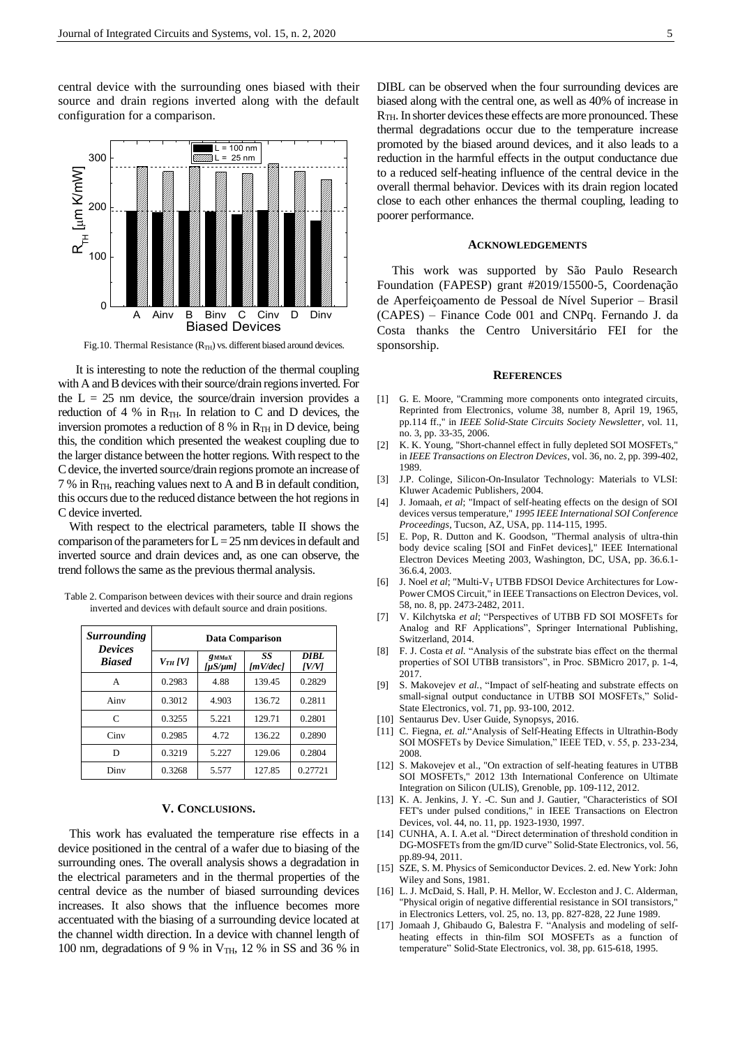central device with the surrounding ones biased with their source and drain regions inverted along with the default configuration for a comparison.

L = 100 nm
L = 25 nm

300

200

100

0

$R_{TH}$ [μm K/mW]

A Ainv B Binv C Cinv D Dinv

Biased Devices

Fig.10. Thermal Resistance ($R_{TH}$) vs. different biased around devices.

It is interesting to note the reduction of the thermal coupling with A and B devices with their source/drain regions inverted. For the L = 25 nm device, the source/drain inversion provides a reduction of 4 % in $R_{TH}$. In relation to C and D devices, the inversion promotes a reduction of 8 % in $R_{TH}$ in D device, being this, the condition which presented the weakest coupling due to the larger distance between the hotter regions. With respect to the C device, the inverted source/drain regions promote an increase of 7 % in $R_{TH}$, reaching values next to A and B in default condition, this occurs due to the reduced distance between the hot regions in C device inverted.

With respect to the electrical parameters, table II shows the comparison of the parameters for L = 25 nm devices in default and inverted source and drain devices and, as one can observe, the trend follows the same as the previous thermal analysis.

Table 2. Comparison between devices with their source and drain regions inverted and devices with default source and drain positions.

| *Surrounding Devices Biased* | **Data Comparison** | | | |
|---|---|---|---|---|
| | $V_{TH}$ *[V]* | $g_{MMax}$ *[μS/μm]* | *SS [mV/dec]* | *DIBL [V/V]* |
| A | 0.2983 | 4.88 | 139.45 | 0.2829 |
| Ainv | 0.3012 | 4.903 | 136.72 | 0.2811 |
| C | 0.3255 | 5.221 | 129.71 | 0.2801 |
| Cinv | 0.2985 | 4.72 | 136.22 | 0.2890 |
| D | 0.3219 | 5.227 | 129.06 | 0.2804 |
| Dinv | 0.3268 | 5.577 | 127.85 | 0.27721 |

## V. Conclusions.

This work has evaluated the temperature rise effects in a device positioned in the central of a wafer due to biasing of the surrounding ones. The overall analysis shows a degradation in the electrical parameters and in the thermal properties of the central device as the number of biased surrounding devices increases. It also shows that the influence becomes more accentuated with the biasing of a surrounding device located at the channel width direction. In a device with channel length of 100 nm, degradations of 9 % in $V_{TH}$, 12 % in SS and 36 % in DIBL can be observed when the four surrounding devices are biased along with the central one, as well as 40% of increase in $R_{TH}$. In shorter devices these effects are more pronounced. These thermal degradations occur due to the temperature increase promoted by the biased around devices, and it also leads to a reduction in the harmful effects in the output conductance due to a reduced self-heating influence of the central device in the overall thermal behavior. Devices with its drain region located close to each other enhances the thermal coupling, leading to poorer performance.

## Acknowledgements

This work was supported by São Paulo Research Foundation (FAPESP) grant #2019/15500-5, Coordenação de Aperfeiçoamento de Pessoal de Nível Superior – Brasil (CAPES) – Finance Code 001 and CNPq. Fernando J. da Costa thanks the Centro Universitário FEI for the sponsorship.

## References

[1] G. E. Moore, "Cramming more components onto integrated circuits, Reprinted from Electronics, volume 38, number 8, April 19, 1965, pp.114 ff.," in *IEEE Solid-State Circuits Society Newsletter*, vol. 11, no. 3, pp. 33-35, 2006.

[2] K. K. Young, "Short-channel effect in fully depleted SOI MOSFETs," in *IEEE Transactions on Electron Devices*, vol. 36, no. 2, pp. 399-402, 1989.

[3] J.P. Colinge, Silicon-On-Insulator Technology: Materials to VLSI: Kluwer Academic Publishers, 2004.

[4] J. Jomaah, *et al*; "Impact of self-heating effects on the design of SOI devices versus temperature," *1995 IEEE International SOI Conference Proceedings*, Tucson, AZ, USA, pp. 114-115, 1995.

[5] E. Pop, R. Dutton and K. Goodson, "Thermal analysis of ultra-thin body device scaling [SOI and FinFet devices]," IEEE International Electron Devices Meeting 2003, Washington, DC, USA, pp. 36.6.1-36.6.4, 2003.

[6] J. Noel *et al*; "Multi-$V_T$ UTBB FDSOI Device Architectures for Low-Power CMOS Circuit," in IEEE Transactions on Electron Devices, vol. 58, no. 8, pp. 2473-2482, 2011.

[7] V. Kilchytska *et al*; "Perspectives of UTBB FD SOI MOSFETs for Analog and RF Applications", Springer International Publishing, Switzerland, 2014.

[8] F. J. Costa *et al.* "Analysis of the substrate bias effect on the thermal properties of SOI UTBB transistors", in Proc. SBMicro 2017, p. 1-4, 2017.

[9] S. Makovejev *et al.*, "Impact of self-heating and substrate effects on small-signal output conductance in UTBB SOI MOSFETs," Solid-State Electronics, vol. 71, pp. 93-100, 2012.

[10] Sentaurus Dev. User Guide, Synopsys, 2016.

[11] C. Fiegna, *et. al.*"Analysis of Self-Heating Effects in Ultrathin-Body SOI MOSFETs by Device Simulation," IEEE TED, v. 55, p. 233-234, 2008.

[12] S. Makovejev et al., "On extraction of self-heating features in UTBB SOI MOSFETs," 2012 13th International Conference on Ultimate Integration on Silicon (ULIS), Grenoble, pp. 109-112, 2012.

[13] K. A. Jenkins, J. Y. -C. Sun and J. Gautier, "Characteristics of SOI FET's under pulsed conditions," in IEEE Transactions on Electron Devices, vol. 44, no. 11, pp. 1923-1930, 1997.

[14] CUNHA, A. I. A.et al. "Direct determination of threshold condition in DG-MOSFETs from the gm/ID curve" Solid-State Electronics, vol. 56, pp.89-94, 2011.

[15] SZE, S. M. Physics of Semiconductor Devices. 2. ed. New York: John Wiley and Sons, 1981.

[16] L. J. McDaid, S. Hall, P. H. Mellor, W. Eccleston and J. C. Alderman, "Physical origin of negative differential resistance in SOI transistors," in Electronics Letters, vol. 25, no. 13, pp. 827-828, 22 June 1989.

[17] Jomaah J, Ghibaudo G, Balestra F. "Analysis and modeling of self-heating effects in thin-film SOI MOSFETs as a function of temperature" Solid-State Electronics, vol. 38, pp. 615-618, 1995.